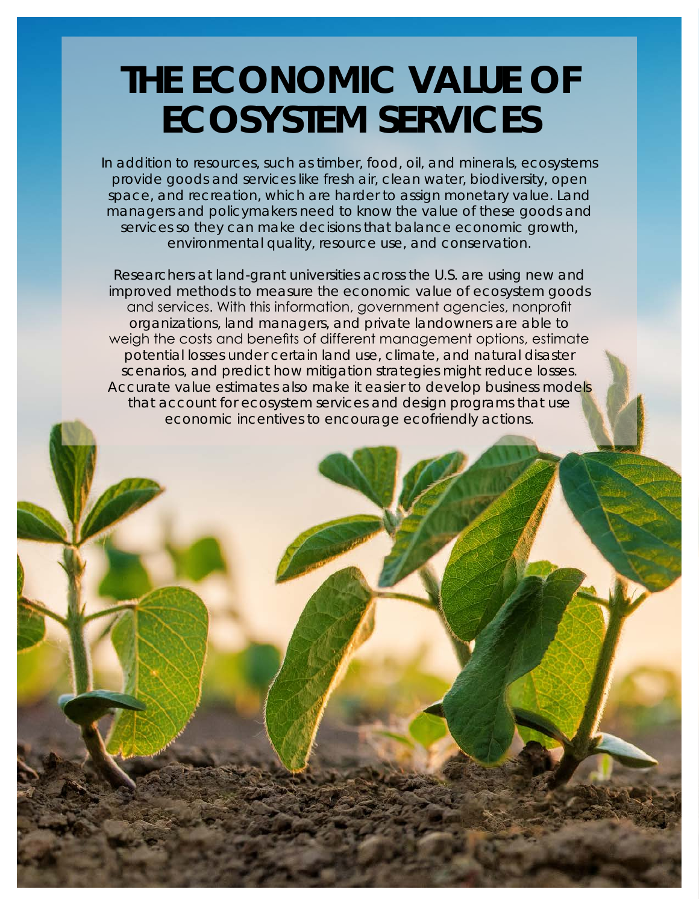# THE ECONOMIC VALUE OF ECOSYSTEM SERVICES

In addition to resources, such as timber, food, oil, and minerals, ecosystems provide goods and services like fresh air, clean water, biodiversity, open space, and recreation, which are harder to assign monetary value. Land managers and policymakers need to know the value of these goods and services so they can make decisions that balance economic growth, environmental quality, resource use, and conservation.

Researchers at land-grant universities across the U.S. are using new and improved methods to measure the economic value of ecosystem goods and services. With this information, government agencies, nonprofit organizations, land managers, and private landowners are able to weigh the costs and benefits of different management options, estimate potential losses under certain land use, climate, and natural disaster scenarios, and predict how mitigation strategies might reduce losses. Accurate value estimates also make it easier to develop business models that account for ecosystem services and design programs that use economic incentives to encourage ecofriendly actions.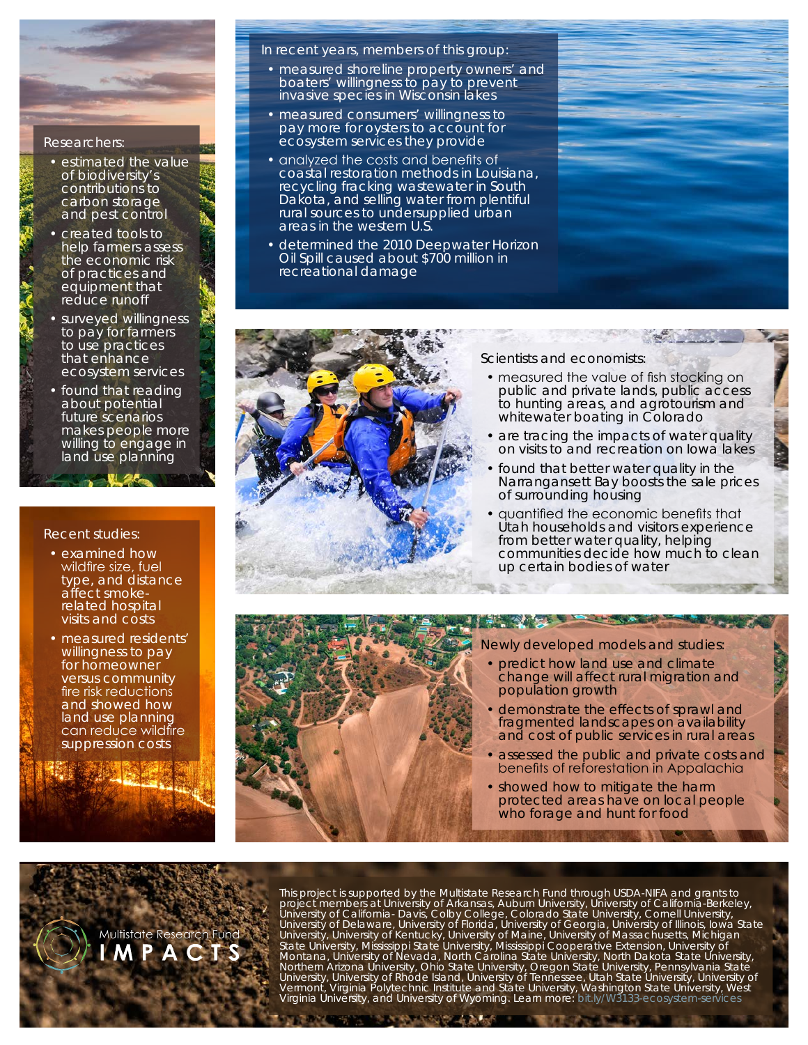Researchers:

- estimated the value of biodiversity's contributions to carbon storage and pest control
- created tools to help farmers assess the economic risk of practices and equipment that reduce runoff
- surveyed willingness to pay for farmers to use practices that enhance ecosystem services
- found that reading about potential future scenarios makes people more willing to engage in land use planning

Recent studies:

- examined how wildfire size, fuel type, and distance affect smoke-related hospital visits and costs
- measured residents' willingness to pay for homeowner versus community fire risk reductions and showed how land use planning can reduce wildfire suppression costs

In recent years, members of this group:

- measured shoreline property owners' and boaters' willingness to pay to prevent invasive species in Wisconsin lakes
- measured consumers' willingness to pay more for oysters to account for ecosystem services they provide
- analyzed the costs and benefits of coastal restoration methods in Louisiana, recycling fracking wastewater in South Dakota, and selling water from plentiful rural sources to undersupplied urban areas in the western U.S.
- determined the 2010 Deepwater Horizon Oil Spill caused about $700 million in recreational damage

Scientists and economists:

- measured the value of fish stocking on public and private lands, public access to hunting areas, and agrotourism and whitewater boating in Colorado
- are tracing the impacts of water quality on visits to and recreation on Iowa lakes
- found that better water quality in the Narragansett Bay boosts the sale prices of surrounding housing
- quantified the economic benefits that Utah households and visitors experience from better water quality, helping communities decide how much to clean up certain bodies of water

Newly developed models and studies:

- predict how land use and climate change will affect rural migration and population growth
- demonstrate the effects of sprawl and fragmented landscapes on availability and cost of public services in rural areas
- assessed the public and private costs and benefits of reforestation in Appalachia
- showed how to mitigate the harm protected areas have on local people who forage and hunt for food

Multistate Research Fund

**IMPACTS**

This project is supported by the Multistate Research Fund through USDA-NIFA and grants to project members at University of Arkansas, Auburn University, University of California-Berkeley, University of California- Davis, Colby College, Colorado State University, Cornell University, University of Delaware, University of Florida, University of Georgia, University of Illinois, Iowa State University, University of Kentucky, University of Maine, University of Massachusetts, Michigan State University, Mississippi State University, Mississippi Cooperative Extension, University of Montana, University of Nevada, North Carolina State University, North Dakota State University, Northern Arizona University, Ohio State University, Oregon State University, Pennsylvania State University, University of Rhode Island, University of Tennessee, Utah State University, University of Vermont, Virginia Polytechnic Institute and State University, Washington State University, West Virginia University, and University of Wyoming. Learn more: bit.ly/W3133-ecosystem-services